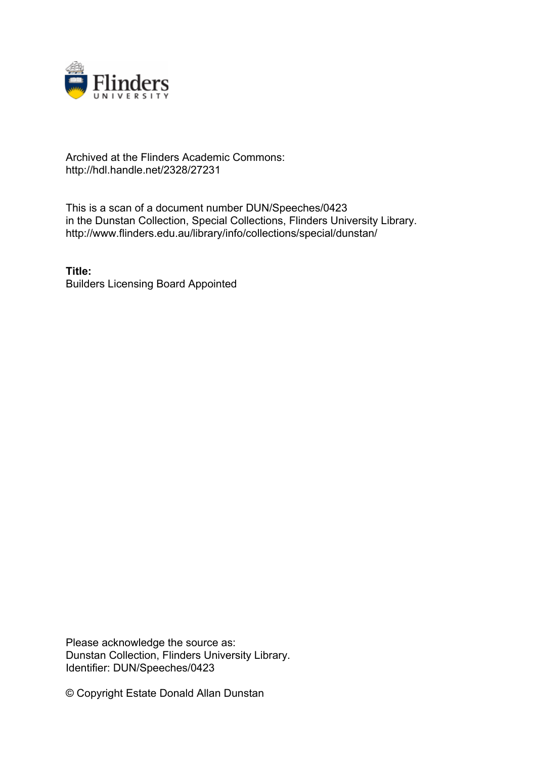Archived at the Flinders Academic Commons:
http://hdl.handle.net/2328/27231

This is a scan of a document number DUN/Speeches/0423
in the Dunstan Collection, Special Collections, Flinders University Library.
http://www.flinders.edu.au/library/info/collections/special/dunstan/

**Title:**
Builders Licensing Board Appointed

Please acknowledge the source as:
Dunstan Collection, Flinders University Library.
Identifier: DUN/Speeches/0423

© Copyright Estate Donald Allan Dunstan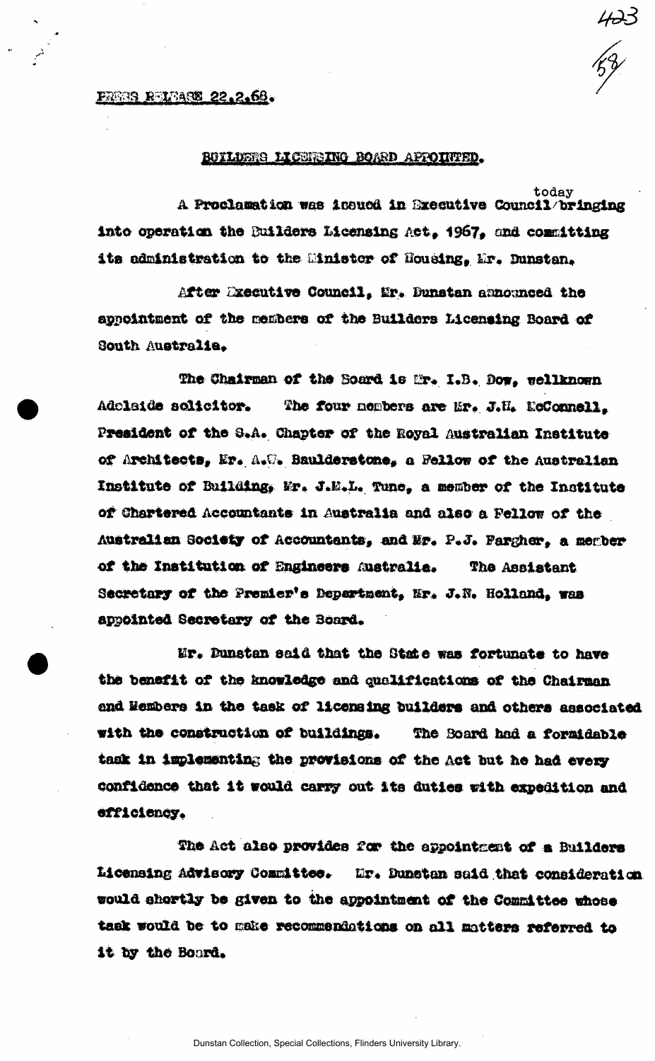PRESS RELEASE 22.2.68.

## BUILDERS LICENSING BOARD APPOINTED.

A Proclamation was issued in Executive Council today bringing into operation the Builders Licensing Act, 1967, and committing its administration to the Minister of Housing, Mr. Dunstan.

After Executive Council, Mr. Dunstan announced the appointment of the members of the Builders Licensing Board of South Australia.

The Chairman of the Board is Mr. I.B. Dow, wellknown Adelaide solicitor. The four members are Mr. J.H. McConnell, President of the S.A. Chapter of the Royal Australian Institute of Architects, Mr. A.G. Baulderstone, a Fellow of the Australian Institute of Building, Mr. J.E.L. Tune, a member of the Institute of Chartered Accountants in Australia and also a Fellow of the Australian Society of Accountants, and Mr. P.J. Fargher, a member of the Institution of Engineers Australia. The Assistant Secretary of the Premier's Department, Mr. J.N. Holland, was appointed Secretary of the Board.

Mr. Dunstan said that the State was fortunate to have the benefit of the knowledge and qualifications of the Chairman and Members in the task of licensing builders and others associated with the construction of buildings. The Board had a formidable task in implementing the provisions of the Act but he had every confidence that it would carry out its duties with expedition and efficiency.

The Act also provides for the appointment of a Builders Licensing Advisory Committee. Mr. Dunstan said that consideration would shortly be given to the appointment of the Committee whose task would be to make recommendations on all matters referred to it by the Board.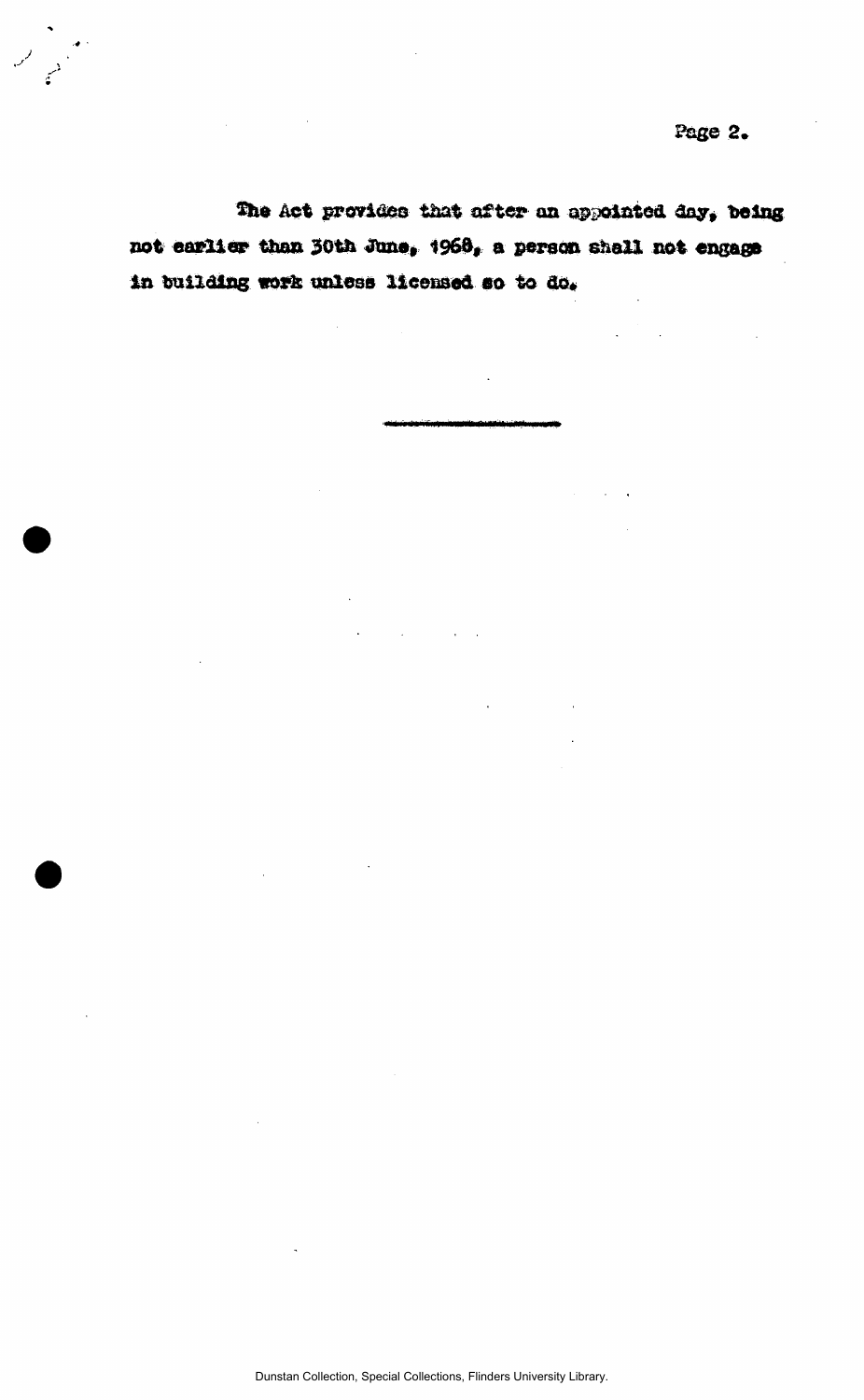The Act provides that after an appointed day, being not earlier than 30th June, 1968, a person shall not engage in building work unless licensed so to do.

---